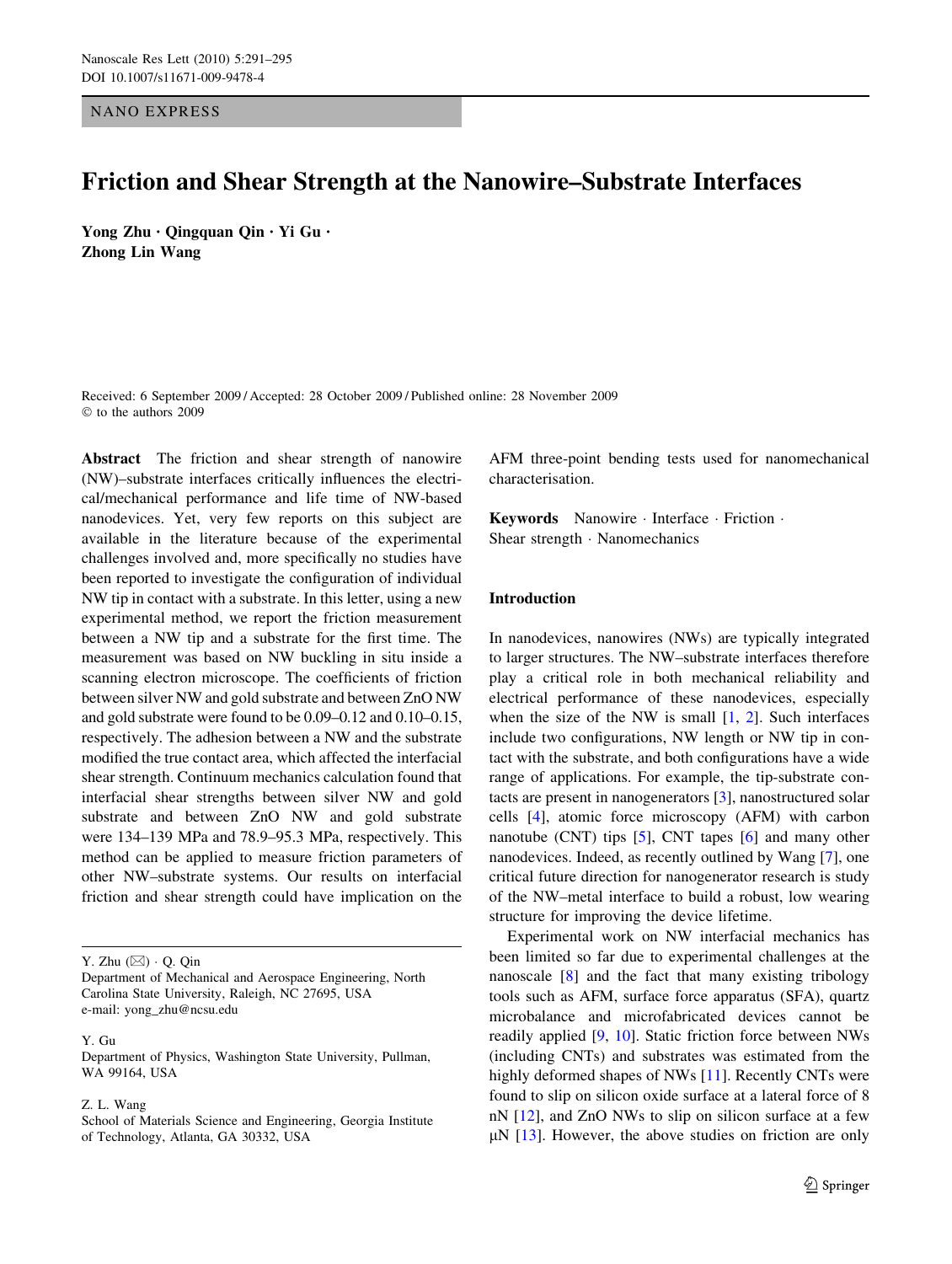NANO EXPRESS

# Friction and Shear Strength at the Nanowire–Substrate Interfaces

**Yong Zhu · Qingquan Qin · Yi Gu · Zhong Lin Wang**

Received: 6 September 2009 / Accepted: 28 October 2009 / Published online: 28 November 2009
© to the authors 2009

**Abstract** The friction and shear strength of nanowire (NW)–substrate interfaces critically influences the electrical/mechanical performance and life time of NW-based nanodevices. Yet, very few reports on this subject are available in the literature because of the experimental challenges involved and, more specifically no studies have been reported to investigate the configuration of individual NW tip in contact with a substrate. In this letter, using a new experimental method, we report the friction measurement between a NW tip and a substrate for the first time. The measurement was based on NW buckling in situ inside a scanning electron microscope. The coefficients of friction between silver NW and gold substrate and between ZnO NW and gold substrate were found to be 0.09–0.12 and 0.10–0.15, respectively. The adhesion between a NW and the substrate modified the true contact area, which affected the interfacial shear strength. Continuum mechanics calculation found that interfacial shear strengths between silver NW and gold substrate and between ZnO NW and gold substrate were 134–139 MPa and 78.9–95.3 MPa, respectively. This method can be applied to measure friction parameters of other NW–substrate systems. Our results on interfacial friction and shear strength could have implication on the AFM three-point bending tests used for nanomechanical characterisation.

**Keywords** Nanowire · Interface · Friction · Shear strength · Nanomechanics

Y. Zhu (✉) · Q. Qin
Department of Mechanical and Aerospace Engineering, North Carolina State University, Raleigh, NC 27695, USA
e-mail: yong_zhu@ncsu.edu

Y. Gu
Department of Physics, Washington State University, Pullman, WA 99164, USA

Z. L. Wang
School of Materials Science and Engineering, Georgia Institute of Technology, Atlanta, GA 30332, USA

## Introduction

In nanodevices, nanowires (NWs) are typically integrated to larger structures. The NW–substrate interfaces therefore play a critical role in both mechanical reliability and electrical performance of these nanodevices, especially when the size of the NW is small [1, 2]. Such interfaces include two configurations, NW length or NW tip in contact with the substrate, and both configurations have a wide range of applications. For example, the tip-substrate contacts are present in nanogenerators [3], nanostructured solar cells [4], atomic force microscopy (AFM) with carbon nanotube (CNT) tips [5], CNT tapes [6] and many other nanodevices. Indeed, as recently outlined by Wang [7], one critical future direction for nanogenerator research is study of the NW–metal interface to build a robust, low wearing structure for improving the device lifetime.

Experimental work on NW interfacial mechanics has been limited so far due to experimental challenges at the nanoscale [8] and the fact that many existing tribology tools such as AFM, surface force apparatus (SFA), quartz microbalance and microfabricated devices cannot be readily applied [9, 10]. Static friction force between NWs (including CNTs) and substrates was estimated from the highly deformed shapes of NWs [11]. Recently CNTs were found to slip on silicon oxide surface at a lateral force of 8 nN [12], and ZnO NWs to slip on silicon surface at a few μN [13]. However, the above studies on friction are only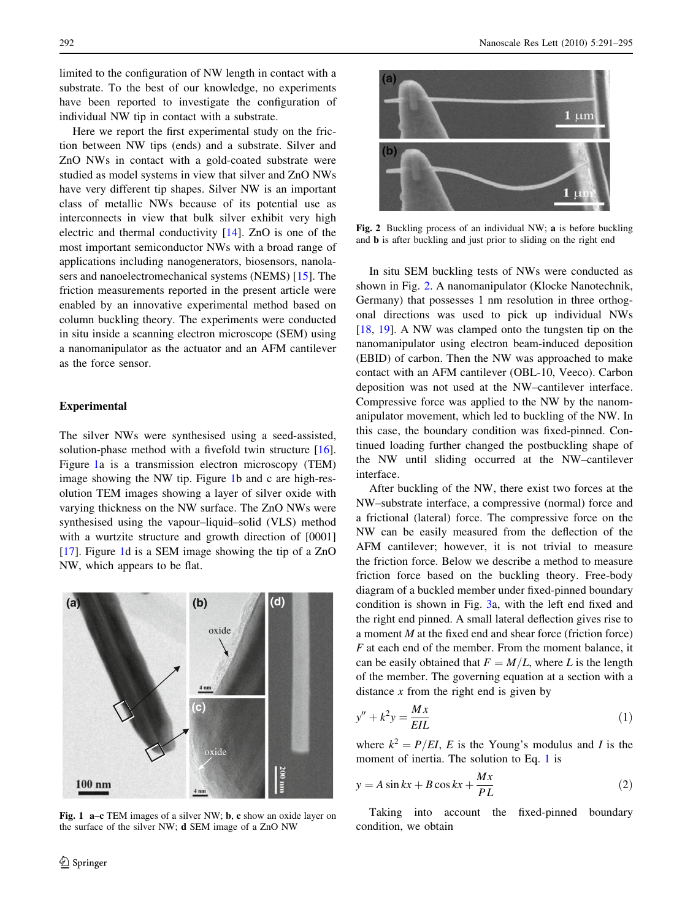limited to the configuration of NW length in contact with a substrate. To the best of our knowledge, no experiments have been reported to investigate the configuration of individual NW tip in contact with a substrate.

Here we report the first experimental study on the friction between NW tips (ends) and a substrate. Silver and ZnO NWs in contact with a gold-coated substrate were studied as model systems in view that silver and ZnO NWs have very different tip shapes. Silver NW is an important class of metallic NWs because of its potential use as interconnects in view that bulk silver exhibit very high electric and thermal conductivity [14]. ZnO is one of the most important semiconductor NWs with a broad range of applications including nanogenerators, biosensors, nanolasers and nanoelectromechanical systems (NEMS) [15]. The friction measurements reported in the present article were enabled by an innovative experimental method based on column buckling theory. The experiments were conducted in situ inside a scanning electron microscope (SEM) using a nanomanipulator as the actuator and an AFM cantilever as the force sensor.

## Experimental

The silver NWs were synthesised using a seed-assisted, solution-phase method with a fivefold twin structure [16]. Figure 1a is a transmission electron microscopy (TEM) image showing the NW tip. Figure 1b and c are high-resolution TEM images showing a layer of silver oxide with varying thickness on the NW surface. The ZnO NWs were synthesised using the vapour–liquid–solid (VLS) method with a wurtzite structure and growth direction of [0001] [17]. Figure 1d is a SEM image showing the tip of a ZnO NW, which appears to be flat.

**Fig. 1** **a**–**c** TEM images of a silver NW; **b**, **c** show an oxide layer on the surface of the silver NW; **d** SEM image of a ZnO NW

**Fig. 2** Buckling process of an individual NW; **a** is before buckling and **b** is after buckling and just prior to sliding on the right end

In situ SEM buckling tests of NWs were conducted as shown in Fig. 2. A nanomanipulator (Klocke Nanotechnik, Germany) that possesses 1 nm resolution in three orthogonal directions was used to pick up individual NWs [18, 19]. A NW was clamped onto the tungsten tip on the nanomanipulator using electron beam-induced deposition (EBID) of carbon. Then the NW was approached to make contact with an AFM cantilever (OBL-10, Veeco). Carbon deposition was not used at the NW–cantilever interface. Compressive force was applied to the NW by the nanomanipulator movement, which led to buckling of the NW. In this case, the boundary condition was fixed-pinned. Continued loading further changed the postbuckling shape of the NW until sliding occurred at the NW–cantilever interface.

After buckling of the NW, there exist two forces at the NW–substrate interface, a compressive (normal) force and a frictional (lateral) force. The compressive force on the NW can be easily measured from the deflection of the AFM cantilever; however, it is not trivial to measure the friction force. Below we describe a method to measure friction force based on the buckling theory. Free-body diagram of a buckled member under fixed-pinned boundary condition is shown in Fig. 3a, with the left end fixed and the right end pinned. A small lateral deflection gives rise to a moment $M$ at the fixed end and shear force (friction force) $F$ at each end of the member. From the moment balance, it can be easily obtained that $F = M/L$, where $L$ is the length of the member. The governing equation at a section with a distance $x$ from the right end is given by

$$y'' + k^2 y = \frac{Mx}{EIL} \tag{1}$$

where $k^2 = P/EI$, $E$ is the Young's modulus and $I$ is the moment of inertia. The solution to Eq. 1 is

$$y = A \sin kx + B \cos kx + \frac{Mx}{PL} \tag{2}$$

Taking into account the fixed-pinned boundary condition, we obtain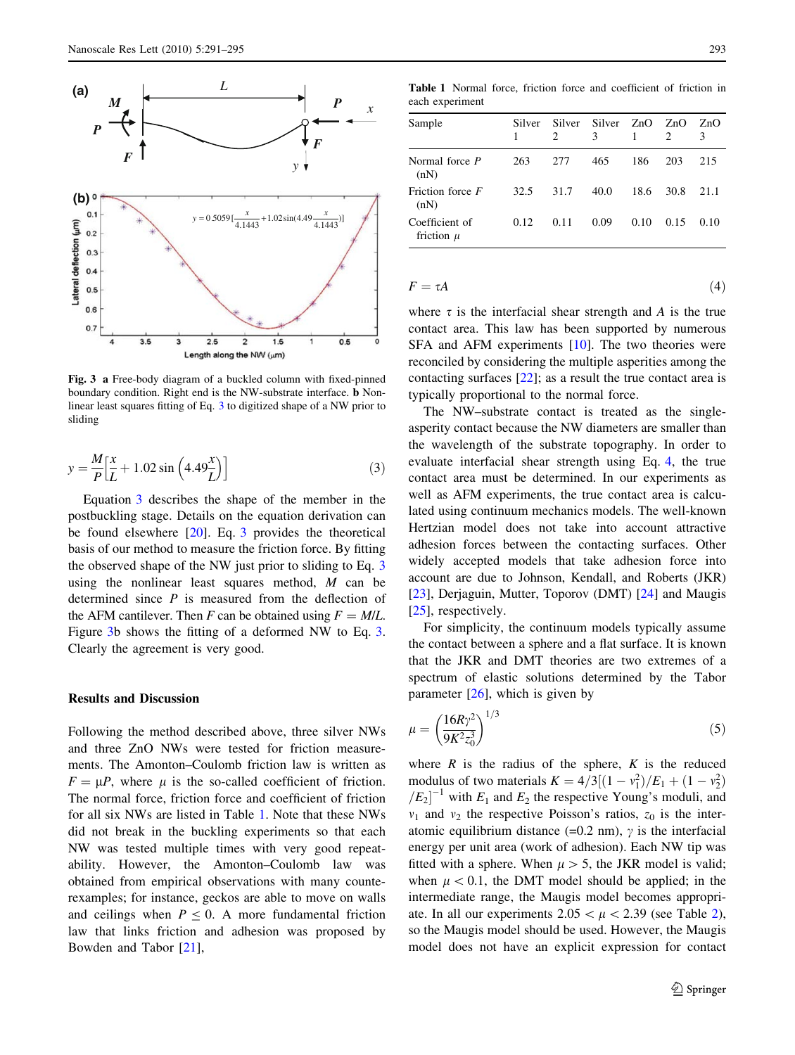**Fig. 3** **a** Free-body diagram of a buckled column with fixed-pinned boundary condition. Right end is the NW-substrate interface. **b** Nonlinear least squares fitting of Eq. 3 to digitized shape of a NW prior to sliding

$$y = \frac{M}{P}\left[\frac{x}{L} + 1.02\sin\left(4.49\frac{x}{L}\right)\right] \tag{3}$$

Equation 3 describes the shape of the member in the postbuckling stage. Details on the equation derivation can be found elsewhere [20]. Eq. 3 provides the theoretical basis of our method to measure the friction force. By fitting the observed shape of the NW just prior to sliding to Eq. 3 using the nonlinear least squares method, $M$ can be determined since $P$ is measured from the deflection of the AFM cantilever. Then $F$ can be obtained using $F = M/L$. Figure 3b shows the fitting of a deformed NW to Eq. 3. Clearly the agreement is very good.

## Results and Discussion

Following the method described above, three silver NWs and three ZnO NWs were tested for friction measurements. The Amonton–Coulomb friction law is written as $F = \mu P$, where $\mu$ is the so-called coefficient of friction. The normal force, friction force and coefficient of friction for all six NWs are listed in Table 1. Note that these NWs did not break in the buckling experiments so that each NW was tested multiple times with very good repeatability. However, the Amonton–Coulomb law was obtained from empirical observations with many counterexamples; for instance, geckos are able to move on walls and ceilings when $P \leq 0$. A more fundamental friction law that links friction and adhesion was proposed by Bowden and Tabor [21],

**Table 1** Normal force, friction force and coefficient of friction in each experiment

| Sample | Silver 1 | Silver 2 | Silver 3 | ZnO 1 | ZnO 2 | ZnO 3 |
|---|---|---|---|---|---|---|
| Normal force $P$ (nN) | 263 | 277 | 465 | 186 | 203 | 215 |
| Friction force $F$ (nN) | 32.5 | 31.7 | 40.0 | 18.6 | 30.8 | 21.1 |
| Coefficient of friction $\mu$ | 0.12 | 0.11 | 0.09 | 0.10 | 0.15 | 0.10 |

$$F = \tau A \tag{4}$$

where $\tau$ is the interfacial shear strength and $A$ is the true contact area. This law has been supported by numerous SFA and AFM experiments [10]. The two theories were reconciled by considering the multiple asperities among the contacting surfaces [22]; as a result the true contact area is typically proportional to the normal force.

The NW–substrate contact is treated as the single-asperity contact because the NW diameters are smaller than the wavelength of the substrate topography. In order to evaluate interfacial shear strength using Eq. 4, the true contact area must be determined. In our experiments as well as AFM experiments, the true contact area is calculated using continuum mechanics models. The well-known Hertzian model does not take into account attractive adhesion forces between the contacting surfaces. Other widely accepted models that take adhesion force into account are due to Johnson, Kendall, and Roberts (JKR) [23], Derjaguin, Mutter, Toporov (DMT) [24] and Maugis [25], respectively.

For simplicity, the continuum models typically assume the contact between a sphere and a flat surface. It is known that the JKR and DMT theories are two extremes of a spectrum of elastic solutions determined by the Tabor parameter [26], which is given by

$$\mu = \left(\frac{16R\gamma^2}{9K^2 z_0^3}\right)^{1/3} \tag{5}$$

where $R$ is the radius of the sphere, $K$ is the reduced modulus of two materials $K = 4/3[(1 - v_1^2)/E_1 + (1 - v_2^2)/E_2]^{-1}$ with $E_1$ and $E_2$ the respective Young's moduli, and $v_1$ and $v_2$ the respective Poisson's ratios, $z_0$ is the interatomic equilibrium distance (=0.2 nm), $\gamma$ is the interfacial energy per unit area (work of adhesion). Each NW tip was fitted with a sphere. When $\mu > 5$, the JKR model is valid; when $\mu < 0.1$, the DMT model should be applied; in the intermediate range, the Maugis model becomes appropriate. In all our experiments $2.05 < \mu < 2.39$ (see Table 2), so the Maugis model should be used. However, the Maugis model does not have an explicit expression for contact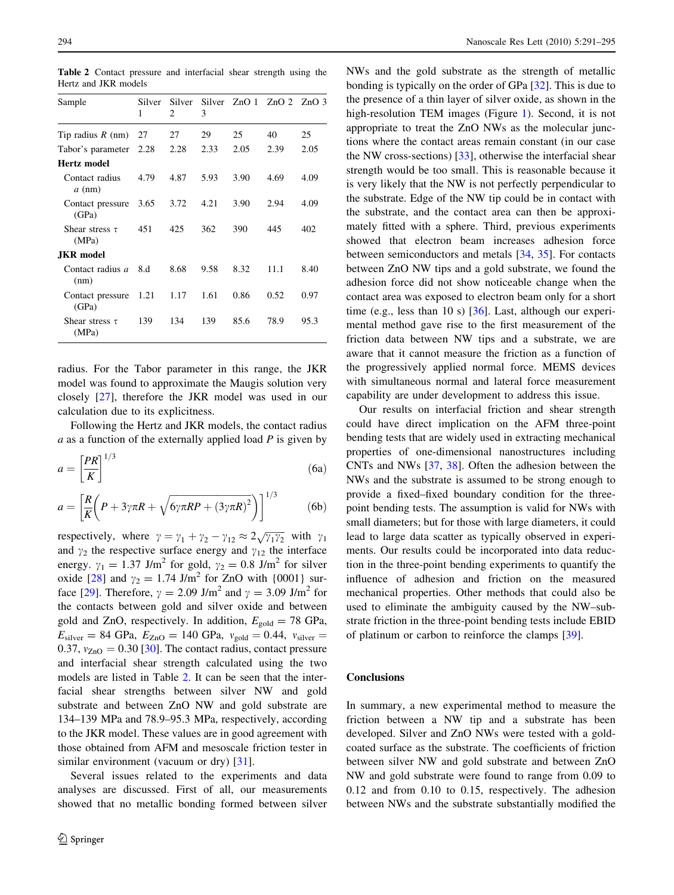**Table 2** Contact pressure and interfacial shear strength using the Hertz and JKR models

| Sample | Silver 1 | Silver 2 | Silver 3 | ZnO 1 | ZnO 2 | ZnO 3 |
|---|---|---|---|---|---|---|
| Tip radius $R$ (nm) | 27 | 27 | 29 | 25 | 40 | 25 |
| Tabor's parameter | 2.28 | 2.28 | 2.33 | 2.05 | 2.39 | 2.05 |
| **Hertz model** | | | | | | |
| Contact radius $a$ (nm) | 4.79 | 4.87 | 5.93 | 3.90 | 4.69 | 4.09 |
| Contact pressure (GPa) | 3.65 | 3.72 | 4.21 | 3.90 | 2.94 | 4.09 |
| Shear stress $\tau$ (MPa) | 451 | 425 | 362 | 390 | 445 | 402 |
| **JKR model** | | | | | | |
| Contact radius $a$ (nm) | 8.d | 8.68 | 9.58 | 8.32 | 11.1 | 8.40 |
| Contact pressure (GPa) | 1.21 | 1.17 | 1.61 | 0.86 | 0.52 | 0.97 |
| Shear stress $\tau$ (MPa) | 139 | 134 | 139 | 85.6 | 78.9 | 95.3 |

radius. For the Tabor parameter in this range, the JKR model was found to approximate the Maugis solution very closely [27], therefore the JKR model was used in our calculation due to its explicitness.

Following the Hertz and JKR models, the contact radius $a$ as a function of the externally applied load $P$ is given by

$$a = \left[\frac{PR}{K}\right]^{1/3} \tag{6a}$$

$$a = \left[\frac{R}{K}\left(P + 3\gamma\pi R + \sqrt{6\gamma\pi RP + (3\gamma\pi R)^2}\right)\right]^{1/3} \tag{6b}$$

respectively, where $\gamma = \gamma_1 + \gamma_2 - \gamma_{12} \approx 2\sqrt{\gamma_1\gamma_2}$ with $\gamma_1$ and $\gamma_2$ the respective surface energy and $\gamma_{12}$ the interface energy. $\gamma_1 = 1.37$ J/m$^2$ for gold, $\gamma_2 = 0.8$ J/m$^2$ for silver oxide [28] and $\gamma_2 = 1.74$ J/m$^2$ for ZnO with {0001} surface [29]. Therefore, $\gamma = 2.09$ J/m$^2$ and $\gamma = 3.09$ J/m$^2$ for the contacts between gold and silver oxide and between gold and ZnO, respectively. In addition, $E_{gold} = 78$ GPa, $E_{silver} = 84$ GPa, $E_{ZnO} = 140$ GPa, $\nu_{gold} = 0.44$, $\nu_{silver} = 0.37$, $\nu_{ZnO} = 0.30$ [30]. The contact radius, contact pressure and interfacial shear strength calculated using the two models are listed in Table 2. It can be seen that the interfacial shear strengths between silver NW and gold substrate and between ZnO NW and gold substrate are 134–139 MPa and 78.9–95.3 MPa, respectively, according to the JKR model. These values are in good agreement with those obtained from AFM and mesoscale friction tester in similar environment (vacuum or dry) [31].

Several issues related to the experiments and data analyses are discussed. First of all, our measurements showed that no metallic bonding formed between silver NWs and the gold substrate as the strength of metallic bonding is typically on the order of GPa [32]. This is due to the presence of a thin layer of silver oxide, as shown in the high-resolution TEM images (Figure 1). Second, it is not appropriate to treat the ZnO NWs as the molecular junctions where the contact areas remain constant (in our case the NW cross-sections) [33], otherwise the interfacial shear strength would be too small. This is reasonable because it is very likely that the NW is not perfectly perpendicular to the substrate. Edge of the NW tip could be in contact with the substrate, and the contact area can then be approximately fitted with a sphere. Third, previous experiments showed that electron beam increases adhesion force between semiconductors and metals [34, 35]. For contacts between ZnO NW tips and a gold substrate, we found the adhesion force did not show noticeable change when the contact area was exposed to electron beam only for a short time (e.g., less than 10 s) [36]. Last, although our experimental method gave rise to the first measurement of the friction data between NW tips and a substrate, we are aware that it cannot measure the friction as a function of the progressively applied normal force. MEMS devices with simultaneous normal and lateral force measurement capability are under development to address this issue.

Our results on interfacial friction and shear strength could have direct implication on the AFM three-point bending tests that are widely used in extracting mechanical properties of one-dimensional nanostructures including CNTs and NWs [37, 38]. Often the adhesion between the NWs and the substrate is assumed to be strong enough to provide a fixed–fixed boundary condition for the three-point bending tests. The assumption is valid for NWs with small diameters; but for those with large diameters, it could lead to large data scatter as typically observed in experiments. Our results could be incorporated into data reduction in the three-point bending experiments to quantify the influence of adhesion and friction on the measured mechanical properties. Other methods that could also be used to eliminate the ambiguity caused by the NW–substrate friction in the three-point bending tests include EBID of platinum or carbon to reinforce the clamps [39].

## Conclusions

In summary, a new experimental method to measure the friction between a NW tip and a substrate has been developed. Silver and ZnO NWs were tested with a gold-coated surface as the substrate. The coefficients of friction between silver NW and gold substrate and between ZnO NW and gold substrate were found to range from 0.09 to 0.12 and from 0.10 to 0.15, respectively. The adhesion between NWs and the substrate substantially modified the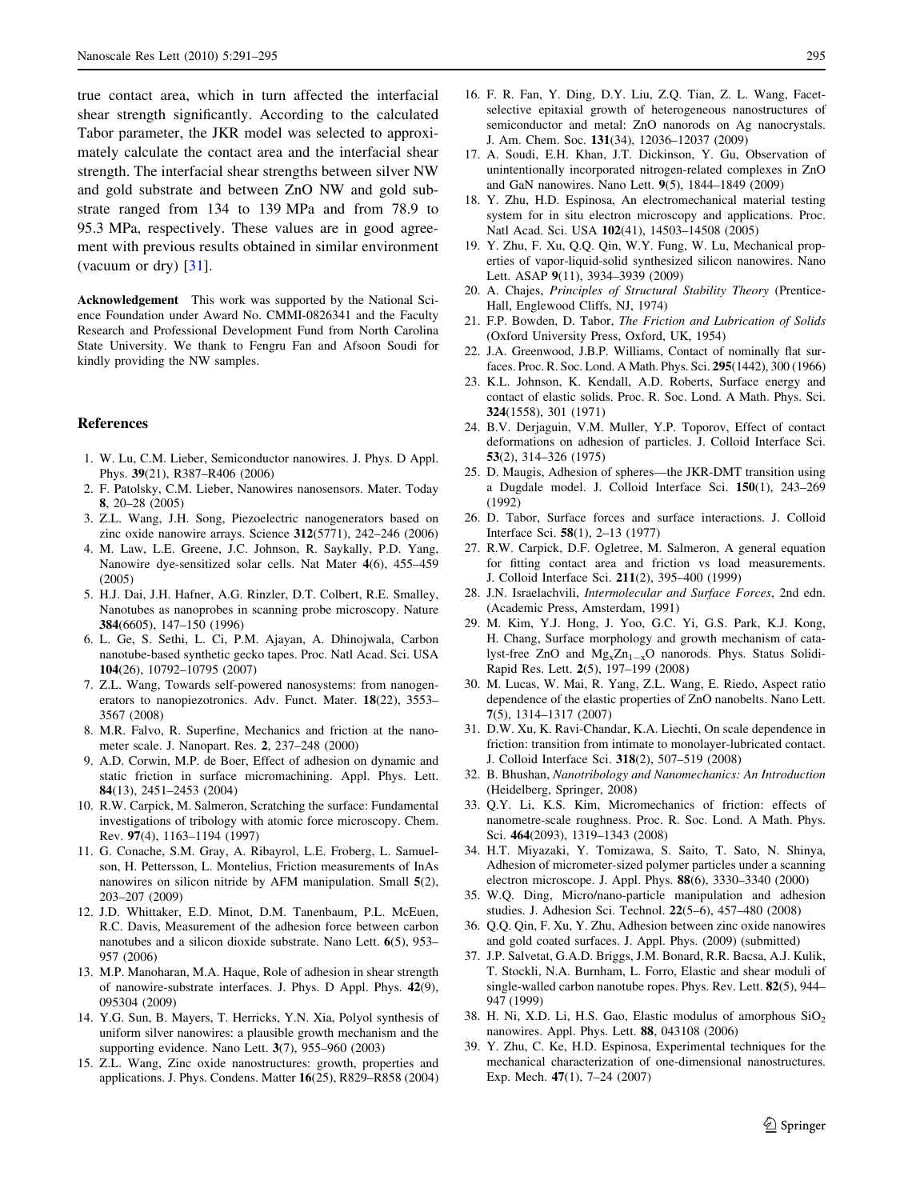true contact area, which in turn affected the interfacial shear strength significantly. According to the calculated Tabor parameter, the JKR model was selected to approximately calculate the contact area and the interfacial shear strength. The interfacial shear strengths between silver NW and gold substrate and between ZnO NW and gold substrate ranged from 134 to 139 MPa and from 78.9 to 95.3 MPa, respectively. These values are in good agreement with previous results obtained in similar environment (vacuum or dry) [31].

**Acknowledgement** This work was supported by the National Science Foundation under Award No. CMMI-0826341 and the Faculty Research and Professional Development Fund from North Carolina State University. We thank to Fengru Fan and Afsoon Soudi for kindly providing the NW samples.

## References

1. W. Lu, C.M. Lieber, Semiconductor nanowires. J. Phys. D Appl. Phys. **39**(21), R387–R406 (2006)
2. F. Patolsky, C.M. Lieber, Nanowires nanosensors. Mater. Today **8**, 20–28 (2005)
3. Z.L. Wang, J.H. Song, Piezoelectric nanogenerators based on zinc oxide nanowire arrays. Science **312**(5771), 242–246 (2006)
4. M. Law, L.E. Greene, J.C. Johnson, R. Saykally, P.D. Yang, Nanowire dye-sensitized solar cells. Nat Mater **4**(6), 455–459 (2005)
5. H.J. Dai, J.H. Hafner, A.G. Rinzler, D.T. Colbert, R.E. Smalley, Nanotubes as nanoprobes in scanning probe microscopy. Nature **384**(6605), 147–150 (1996)
6. L. Ge, S. Sethi, L. Ci, P.M. Ajayan, A. Dhinojwala, Carbon nanotube-based synthetic gecko tapes. Proc. Natl Acad. Sci. USA **104**(26), 10792–10795 (2007)
7. Z.L. Wang, Towards self-powered nanosystems: from nanogenerators to nanopiezotronics. Adv. Funct. Mater. **18**(22), 3553–3567 (2008)
8. M.R. Falvo, R. Superfine, Mechanics and friction at the nanometer scale. J. Nanopart. Res. **2**, 237–248 (2000)
9. A.D. Corwin, M.P. de Boer, Effect of adhesion on dynamic and static friction in surface micromachining. Appl. Phys. Lett. **84**(13), 2451–2453 (2004)
10. R.W. Carpick, M. Salmeron, Scratching the surface: Fundamental investigations of tribology with atomic force microscopy. Chem. Rev. **97**(4), 1163–1194 (1997)
11. G. Conache, S.M. Gray, A. Ribayrol, L.E. Froberg, L. Samuelson, H. Pettersson, L. Montelius, Friction measurements of InAs nanowires on silicon nitride by AFM manipulation. Small **5**(2), 203–207 (2009)
12. J.D. Whittaker, E.D. Minot, D.M. Tanenbaum, P.L. McEuen, R.C. Davis, Measurement of the adhesion force between carbon nanotubes and a silicon dioxide substrate. Nano Lett. **6**(5), 953–957 (2006)
13. M.P. Manoharan, M.A. Haque, Role of adhesion in shear strength of nanowire-substrate interfaces. J. Phys. D Appl. Phys. **42**(9), 095304 (2009)
14. Y.G. Sun, B. Mayers, T. Herricks, Y.N. Xia, Polyol synthesis of uniform silver nanowires: a plausible growth mechanism and the supporting evidence. Nano Lett. **3**(7), 955–960 (2003)
15. Z.L. Wang, Zinc oxide nanostructures: growth, properties and applications. J. Phys. Condens. Matter **16**(25), R829–R858 (2004)
16. F. R. Fan, Y. Ding, D.Y. Liu, Z.Q. Tian, Z. L. Wang, Facet-selective epitaxial growth of heterogeneous nanostructures of semiconductor and metal: ZnO nanorods on Ag nanocrystals. J. Am. Chem. Soc. **131**(34), 12036–12037 (2009)
17. A. Soudi, E.H. Khan, J.T. Dickinson, Y. Gu, Observation of unintentionally incorporated nitrogen-related complexes in ZnO and GaN nanowires. Nano Lett. **9**(5), 1844–1849 (2009)
18. Y. Zhu, H.D. Espinosa, An electromechanical material testing system for in situ electron microscopy and applications. Proc. Natl Acad. Sci. USA **102**(41), 14503–14508 (2005)
19. Y. Zhu, F. Xu, Q.Q. Qin, W.Y. Fung, W. Lu, Mechanical properties of vapor-liquid-solid synthesized silicon nanowires. Nano Lett. ASAP **9**(11), 3934–3939 (2009)
20. A. Chajes, *Principles of Structural Stability Theory* (Prentice-Hall, Englewood Cliffs, NJ, 1974)
21. F.P. Bowden, D. Tabor, *The Friction and Lubrication of Solids* (Oxford University Press, Oxford, UK, 1954)
22. J.A. Greenwood, J.B.P. Williams, Contact of nominally flat surfaces. Proc. R. Soc. Lond. A Math. Phys. Sci. **295**(1442), 300 (1966)
23. K.L. Johnson, K. Kendall, A.D. Roberts, Surface energy and contact of elastic solids. Proc. R. Soc. Lond. A Math. Phys. Sci. **324**(1558), 301 (1971)
24. B.V. Derjaguin, V.M. Muller, Y.P. Toporov, Effect of contact deformations on adhesion of particles. J. Colloid Interface Sci. **53**(2), 314–326 (1975)
25. D. Maugis, Adhesion of spheres—the JKR-DMT transition using a Dugdale model. J. Colloid Interface Sci. **150**(1), 243–269 (1992)
26. D. Tabor, Surface forces and surface interactions. J. Colloid Interface Sci. **58**(1), 2–13 (1977)
27. R.W. Carpick, D.F. Ogletree, M. Salmeron, A general equation for fitting contact area and friction vs load measurements. J. Colloid Interface Sci. **211**(2), 395–400 (1999)
28. J.N. Israelachvili, *Intermolecular and Surface Forces*, 2nd edn. (Academic Press, Amsterdam, 1991)
29. M. Kim, Y.J. Hong, J. Yoo, G.C. Yi, G.S. Park, K.J. Kong, H. Chang, Surface morphology and growth mechanism of catalyst-free ZnO and $Mg_xZn_{1-x}O$ nanorods. Phys. Status Solidi-Rapid Res. Lett. **2**(5), 197–199 (2008)
30. M. Lucas, W. Mai, R. Yang, Z.L. Wang, E. Riedo, Aspect ratio dependence of the elastic properties of ZnO nanobelts. Nano Lett. **7**(5), 1314–1317 (2007)
31. D.W. Xu, K. Ravi-Chandar, K.A. Liechti, On scale dependence in friction: transition from intimate to monolayer-lubricated contact. J. Colloid Interface Sci. **318**(2), 507–519 (2008)
32. B. Bhushan, *Nanotribology and Nanomechanics: An Introduction* (Heidelberg, Springer, 2008)
33. Q.Y. Li, K.S. Kim, Micromechanics of friction: effects of nanometre-scale roughness. Proc. R. Soc. Lond. A Math. Phys. Sci. **464**(2093), 1319–1343 (2008)
34. H.T. Miyazaki, Y. Tomizawa, S. Saito, T. Sato, N. Shinya, Adhesion of micrometer-sized polymer particles under a scanning electron microscope. J. Appl. Phys. **88**(6), 3330–3340 (2000)
35. W.Q. Ding, Micro/nano-particle manipulation and adhesion studies. J. Adhesion Sci. Technol. **22**(5–6), 457–480 (2008)
36. Q.Q. Qin, F. Xu, Y. Zhu, Adhesion between zinc oxide nanowires and gold coated surfaces. J. Appl. Phys. (2009) (submitted)
37. J.P. Salvetat, G.A.D. Briggs, J.M. Bonard, R.R. Bacsa, A.J. Kulik, T. Stockli, N.A. Burnham, L. Forro, Elastic and shear moduli of single-walled carbon nanotube ropes. Phys. Rev. Lett. **82**(5), 944–947 (1999)
38. H. Ni, X.D. Li, H.S. Gao, Elastic modulus of amorphous $SiO_2$ nanowires. Appl. Phys. Lett. **88**, 043108 (2006)
39. Y. Zhu, C. Ke, H.D. Espinosa, Experimental techniques for the mechanical characterization of one-dimensional nanostructures. Exp. Mech. **47**(1), 7–24 (2007)